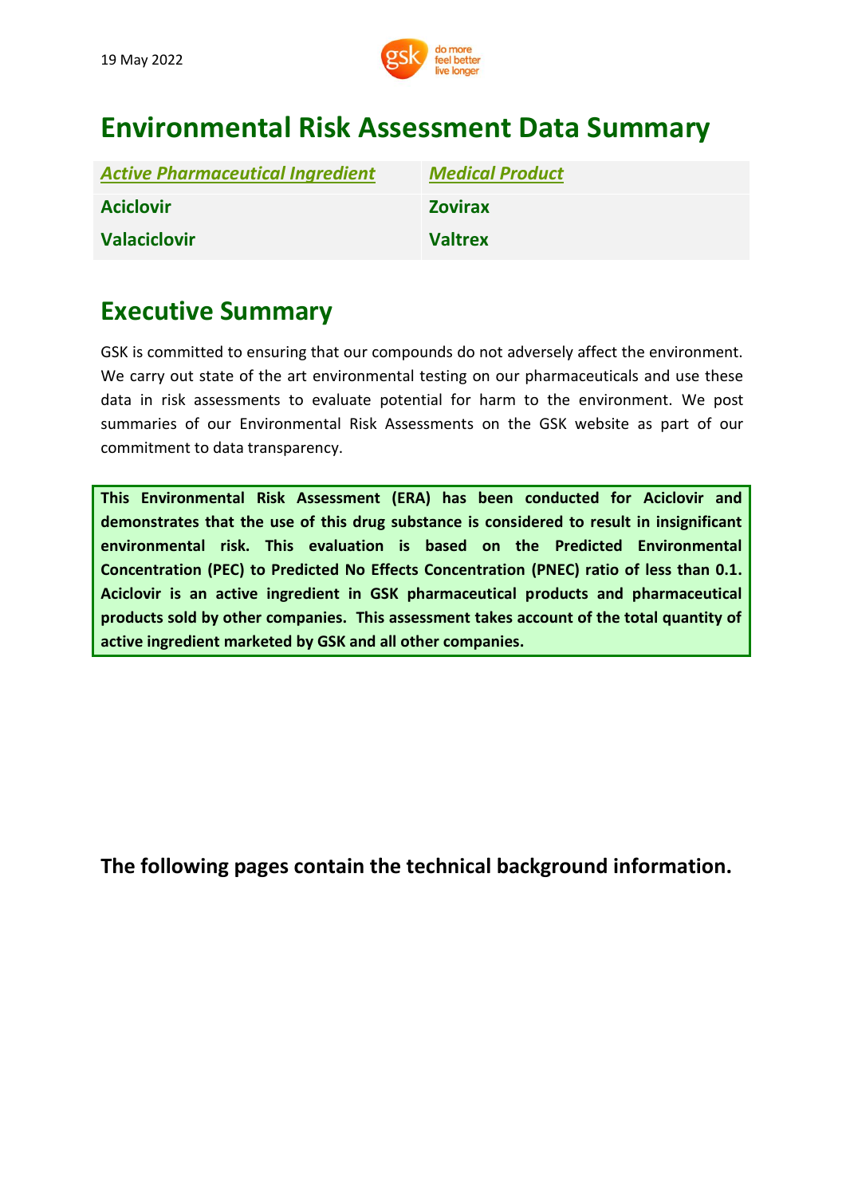19 May 2022

# Environmental Risk Assessment Data Summary

| ***Active Pharmaceutical Ingredient*** | ***Medical Product*** |
|---|---|
| **Aciclovir** | **Zovirax** |
| **Valaciclovir** | **Valtrex** |

## Executive Summary

GSK is committed to ensuring that our compounds do not adversely affect the environment. We carry out state of the art environmental testing on our pharmaceuticals and use these data in risk assessments to evaluate potential for harm to the environment. We post summaries of our Environmental Risk Assessments on the GSK website as part of our commitment to data transparency.

**This Environmental Risk Assessment (ERA) has been conducted for Aciclovir and demonstrates that the use of this drug substance is considered to result in insignificant environmental risk. This evaluation is based on the Predicted Environmental Concentration (PEC) to Predicted No Effects Concentration (PNEC) ratio of less than 0.1. Aciclovir is an active ingredient in GSK pharmaceutical products and pharmaceutical products sold by other companies. This assessment takes account of the total quantity of active ingredient marketed by GSK and all other companies.**

**The following pages contain the technical background information.**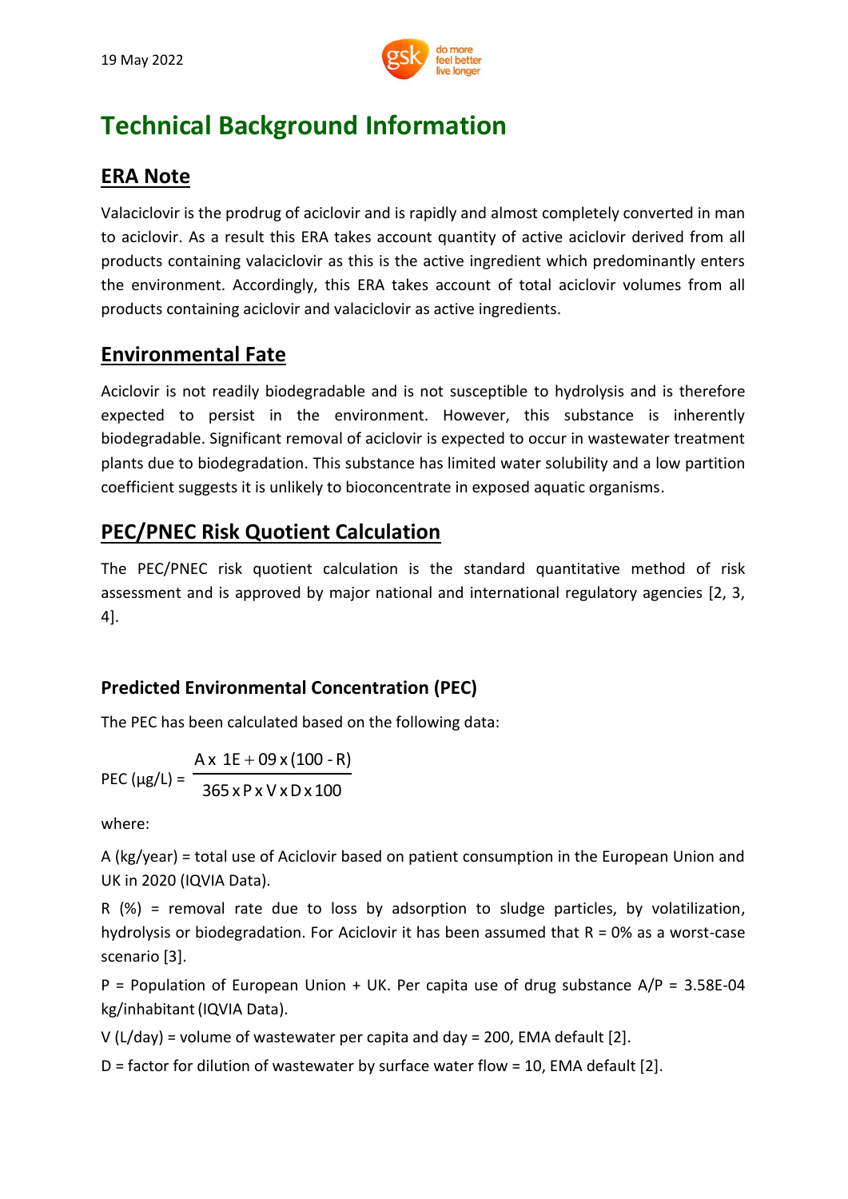# Technical Background Information

## ERA Note

Valaciclovir is the prodrug of aciclovir and is rapidly and almost completely converted in man to aciclovir. As a result this ERA takes account quantity of active aciclovir derived from all products containing valaciclovir as this is the active ingredient which predominantly enters the environment. Accordingly, this ERA takes account of total aciclovir volumes from all products containing aciclovir and valaciclovir as active ingredients.

## Environmental Fate

Aciclovir is not readily biodegradable and is not susceptible to hydrolysis and is therefore expected to persist in the environment. However, this substance is inherently biodegradable. Significant removal of aciclovir is expected to occur in wastewater treatment plants due to biodegradation. This substance has limited water solubility and a low partition coefficient suggests it is unlikely to bioconcentrate in exposed aquatic organisms.

## PEC/PNEC Risk Quotient Calculation

The PEC/PNEC risk quotient calculation is the standard quantitative method of risk assessment and is approved by major national and international regulatory agencies [2, 3, 4].

### Predicted Environmental Concentration (PEC)

The PEC has been calculated based on the following data:

$$\text{PEC } (\mu g/L) = \frac{A \times 1E+09 \times (100 - R)}{365 \times P \times V \times D \times 100}$$

where:

A (kg/year) = total use of Aciclovir based on patient consumption in the European Union and UK in 2020 (IQVIA Data).

R (%) = removal rate due to loss by adsorption to sludge particles, by volatilization, hydrolysis or biodegradation. For Aciclovir it has been assumed that R = 0% as a worst-case scenario [3].

P = Population of European Union + UK. Per capita use of drug substance A/P = 3.58E-04 kg/inhabitant (IQVIA Data).

V (L/day) = volume of wastewater per capita and day = 200, EMA default [2].

D = factor for dilution of wastewater by surface water flow = 10, EMA default [2].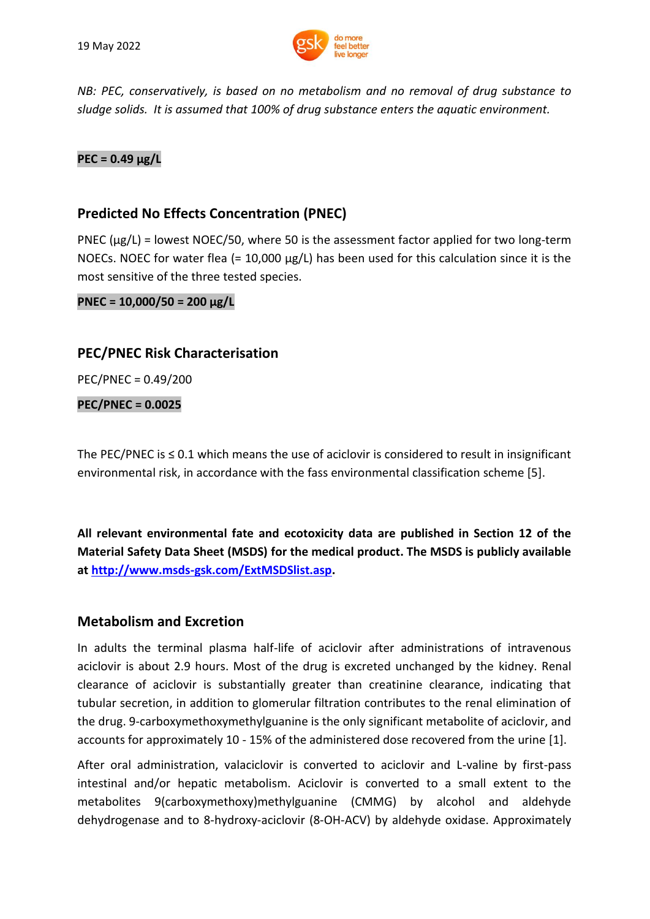*NB: PEC, conservatively, is based on no metabolism and no removal of drug substance to sludge solids. It is assumed that 100% of drug substance enters the aquatic environment.*

**PEC = 0.49 μg/L**

## Predicted No Effects Concentration (PNEC)

PNEC (μg/L) = lowest NOEC/50, where 50 is the assessment factor applied for two long-term NOECs. NOEC for water flea (= 10,000 μg/L) has been used for this calculation since it is the most sensitive of the three tested species.

**PNEC = 10,000/50 = 200 μg/L**

## PEC/PNEC Risk Characterisation

PEC/PNEC = 0.49/200

**PEC/PNEC = 0.0025**

The PEC/PNEC is ≤ 0.1 which means the use of aciclovir is considered to result in insignificant environmental risk, in accordance with the fass environmental classification scheme [5].

**All relevant environmental fate and ecotoxicity data are published in Section 12 of the Material Safety Data Sheet (MSDS) for the medical product. The MSDS is publicly available at [http://www.msds-gsk.com/ExtMSDSlist.asp](http://www.msds-gsk.com/ExtMSDSlist.asp).**

## Metabolism and Excretion

In adults the terminal plasma half-life of aciclovir after administrations of intravenous aciclovir is about 2.9 hours. Most of the drug is excreted unchanged by the kidney. Renal clearance of aciclovir is substantially greater than creatinine clearance, indicating that tubular secretion, in addition to glomerular filtration contributes to the renal elimination of the drug. 9-carboxymethoxymethylguanine is the only significant metabolite of aciclovir, and accounts for approximately 10 - 15% of the administered dose recovered from the urine [1].

After oral administration, valaciclovir is converted to aciclovir and L-valine by first-pass intestinal and/or hepatic metabolism. Aciclovir is converted to a small extent to the metabolites 9(carboxymethoxy)methylguanine (CMMG) by alcohol and aldehyde dehydrogenase and to 8-hydroxy-aciclovir (8-OH-ACV) by aldehyde oxidase. Approximately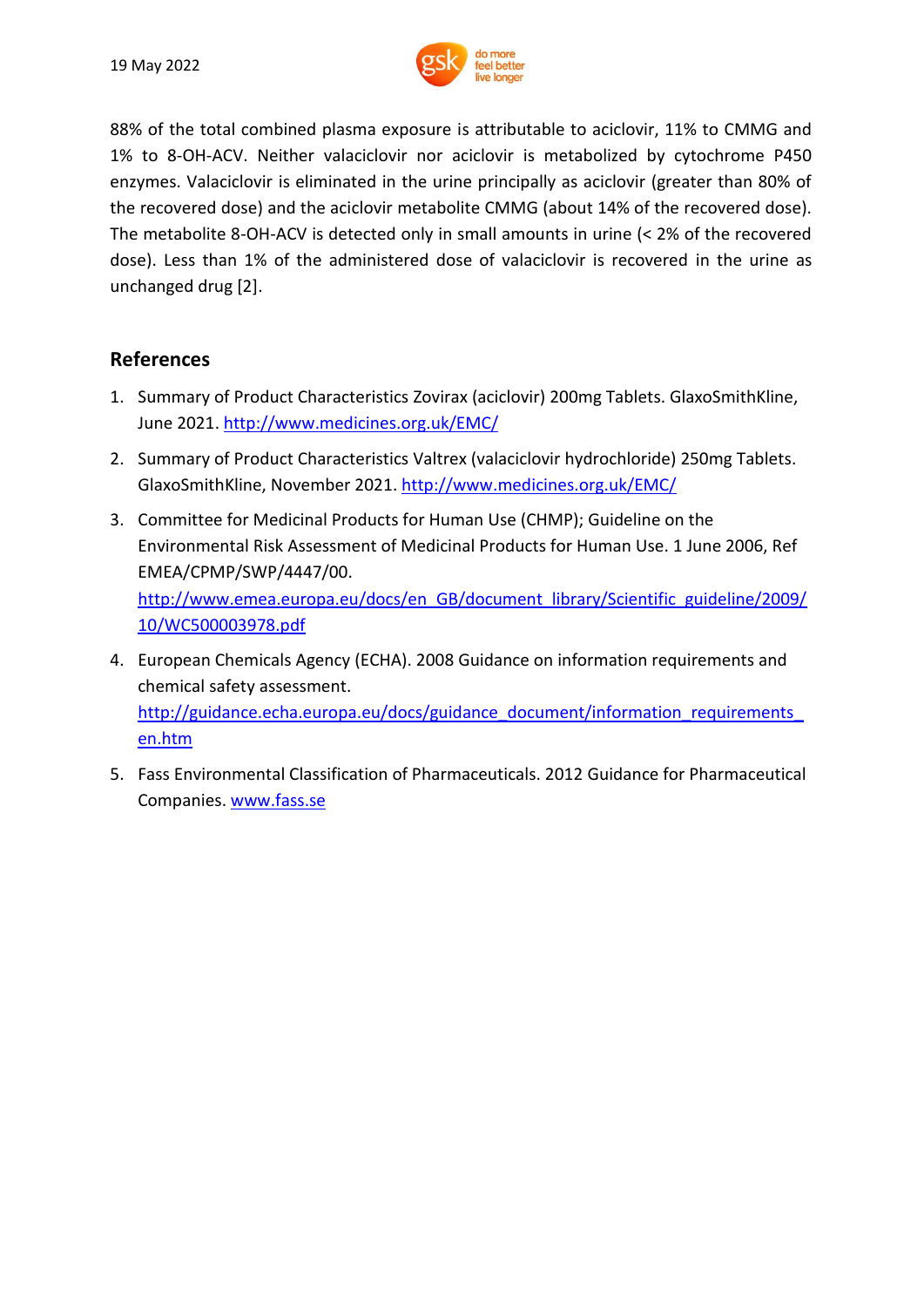88% of the total combined plasma exposure is attributable to aciclovir, 11% to CMMG and 1% to 8-OH-ACV. Neither valaciclovir nor aciclovir is metabolized by cytochrome P450 enzymes. Valaciclovir is eliminated in the urine principally as aciclovir (greater than 80% of the recovered dose) and the aciclovir metabolite CMMG (about 14% of the recovered dose). The metabolite 8-OH-ACV is detected only in small amounts in urine (< 2% of the recovered dose). Less than 1% of the administered dose of valaciclovir is recovered in the urine as unchanged drug [2].

## References

1. Summary of Product Characteristics Zovirax (aciclovir) 200mg Tablets. GlaxoSmithKline, June 2021. http://www.medicines.org.uk/EMC/
2. Summary of Product Characteristics Valtrex (valaciclovir hydrochloride) 250mg Tablets. GlaxoSmithKline, November 2021. http://www.medicines.org.uk/EMC/
3. Committee for Medicinal Products for Human Use (CHMP); Guideline on the Environmental Risk Assessment of Medicinal Products for Human Use. 1 June 2006, Ref EMEA/CPMP/SWP/4447/00. http://www.emea.europa.eu/docs/en_GB/document_library/Scientific_guideline/2009/10/WC500003978.pdf
4. European Chemicals Agency (ECHA). 2008 Guidance on information requirements and chemical safety assessment. http://guidance.echa.europa.eu/docs/guidance_document/information_requirements_en.htm
5. Fass Environmental Classification of Pharmaceuticals. 2012 Guidance for Pharmaceutical Companies. www.fass.se